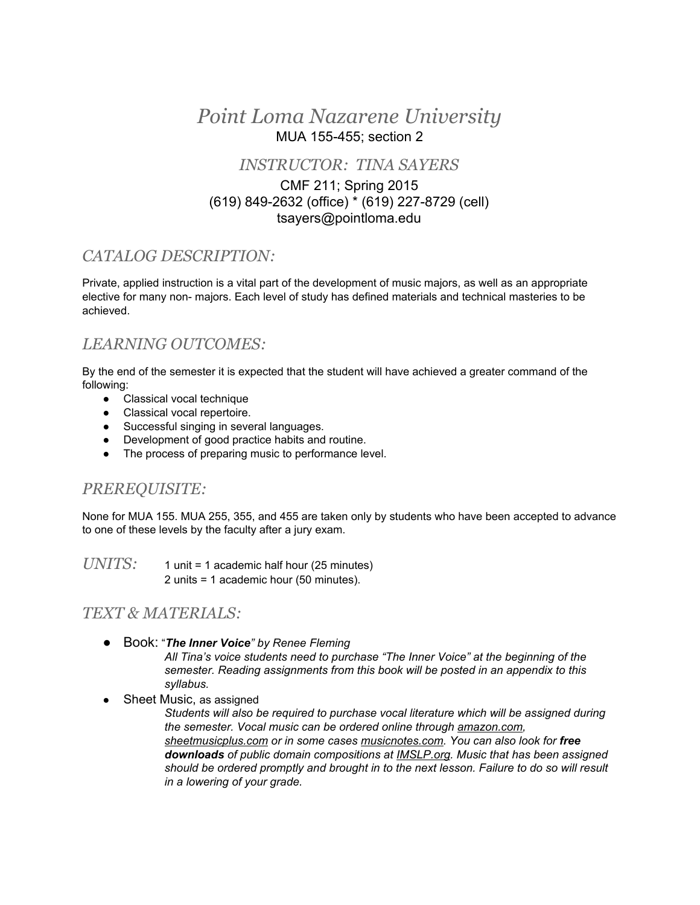# *Point Loma Nazarene University*

MUA 155-455; section 2

## *INSTRUCTOR: TINA SAYERS*

CMF 211; Spring 2015
(619) 849-2632 (office) * (619) 227-8729 (cell)
tsayers@pointloma.edu

## *CATALOG DESCRIPTION:*

Private, applied instruction is a vital part of the development of music majors, as well as an appropriate elective for many non- majors. Each level of study has defined materials and technical masteries to be achieved.

## *LEARNING OUTCOMES:*

By the end of the semester it is expected that the student will have achieved a greater command of the following:

- Classical vocal technique
- Classical vocal repertoire.
- Successful singing in several languages.
- Development of good practice habits and routine.
- The process of preparing music to performance level.

## *PREREQUISITE:*

None for MUA 155. MUA 255, 355, and 455 are taken only by students who have been accepted to advance to one of these levels by the faculty after a jury exam.

## *UNITS:*

1 unit = 1 academic half hour (25 minutes)
2 units = 1 academic hour (50 minutes).

## *TEXT & MATERIALS:*

- Book: "***The Inner Voice***" *by Renee Fleming*

  *All Tina's voice students need to purchase "The Inner Voice" at the beginning of the semester. Reading assignments from this book will be posted in an appendix to this syllabus.*

- Sheet Music, as assigned

  *Students will also be required to purchase vocal literature which will be assigned during the semester. Vocal music can be ordered online through amazon.com, sheetmusicplus.com or in some cases musicnotes.com. You can also look for* ***free downloads*** *of public domain compositions at IMSLP.org. Music that has been assigned should be ordered promptly and brought in to the next lesson. Failure to do so will result in a lowering of your grade.*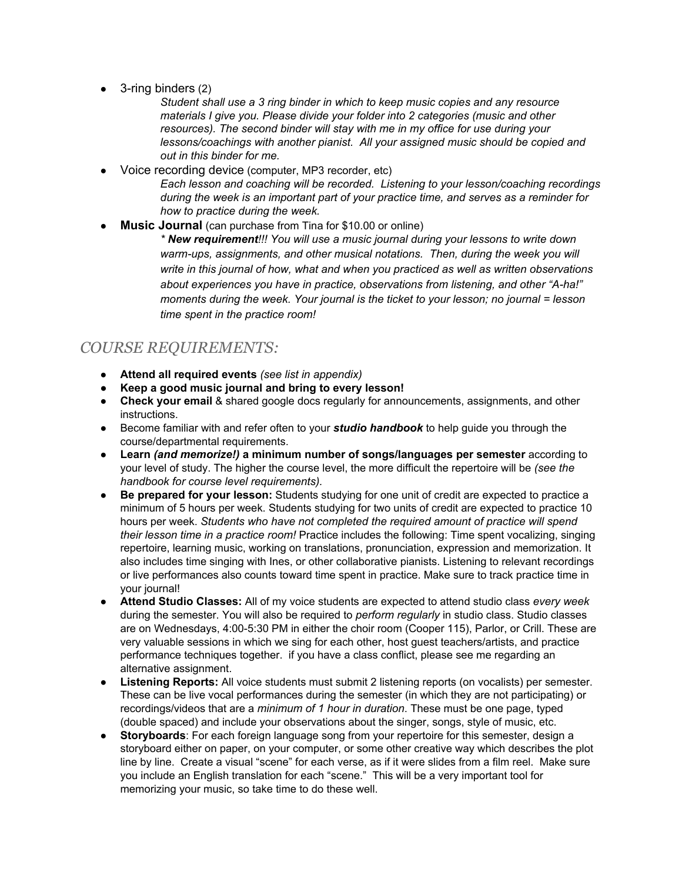- 3-ring binders (2)

  *Student shall use a 3 ring binder in which to keep music copies and any resource materials I give you. Please divide your folder into 2 categories (music and other resources). The second binder will stay with me in my office for use during your lessons/coachings with another pianist. All your assigned music should be copied and out in this binder for me.*

- Voice recording device (computer, MP3 recorder, etc)

  *Each lesson and coaching will be recorded. Listening to your lesson/coaching recordings during the week is an important part of your practice time, and serves as a reminder for how to practice during the week.*

- **Music Journal** (can purchase from Tina for $10.00 or online)

  *\* **New requirement**!!! You will use a music journal during your lessons to write down warm-ups, assignments, and other musical notations. Then, during the week you will write in this journal of how, what and when you practiced as well as written observations about experiences you have in practice, observations from listening, and other "A-ha!" moments during the week. Your journal is the ticket to your lesson; no journal = lesson time spent in the practice room!*

## *COURSE REQUIREMENTS:*

- **Attend all required events** *(see list in appendix)*
- **Keep a good music journal and bring to every lesson!**
- **Check your email** & shared google docs regularly for announcements, assignments, and other instructions.
- Become familiar with and refer often to your ***studio handbook*** to help guide you through the course/departmental requirements.
- **Learn *(and memorize!)* a minimum number of songs/languages per semester** according to your level of study. The higher the course level, the more difficult the repertoire will be *(see the handbook for course level requirements).*
- **Be prepared for your lesson:** Students studying for one unit of credit are expected to practice a minimum of 5 hours per week. Students studying for two units of credit are expected to practice 10 hours per week. *Students who have not completed the required amount of practice will spend their lesson time in a practice room!* Practice includes the following: Time spent vocalizing, singing repertoire, learning music, working on translations, pronunciation, expression and memorization. It also includes time singing with Ines, or other collaborative pianists. Listening to relevant recordings or live performances also counts toward time spent in practice. Make sure to track practice time in your journal!
- **Attend Studio Classes:** All of my voice students are expected to attend studio class *every week* during the semester. You will also be required to *perform regularly* in studio class. Studio classes are on Wednesdays, 4:00-5:30 PM in either the choir room (Cooper 115), Parlor, or Crill. These are very valuable sessions in which we sing for each other, host guest teachers/artists, and practice performance techniques together. if you have a class conflict, please see me regarding an alternative assignment.
- **Listening Reports:** All voice students must submit 2 listening reports (on vocalists) per semester. These can be live vocal performances during the semester (in which they are not participating) or recordings/videos that are a *minimum of 1 hour in duration*. These must be one page, typed (double spaced) and include your observations about the singer, songs, style of music, etc.
- **Storyboards**: For each foreign language song from your repertoire for this semester, design a storyboard either on paper, on your computer, or some other creative way which describes the plot line by line. Create a visual "scene" for each verse, as if it were slides from a film reel. Make sure you include an English translation for each "scene." This will be a very important tool for memorizing your music, so take time to do these well.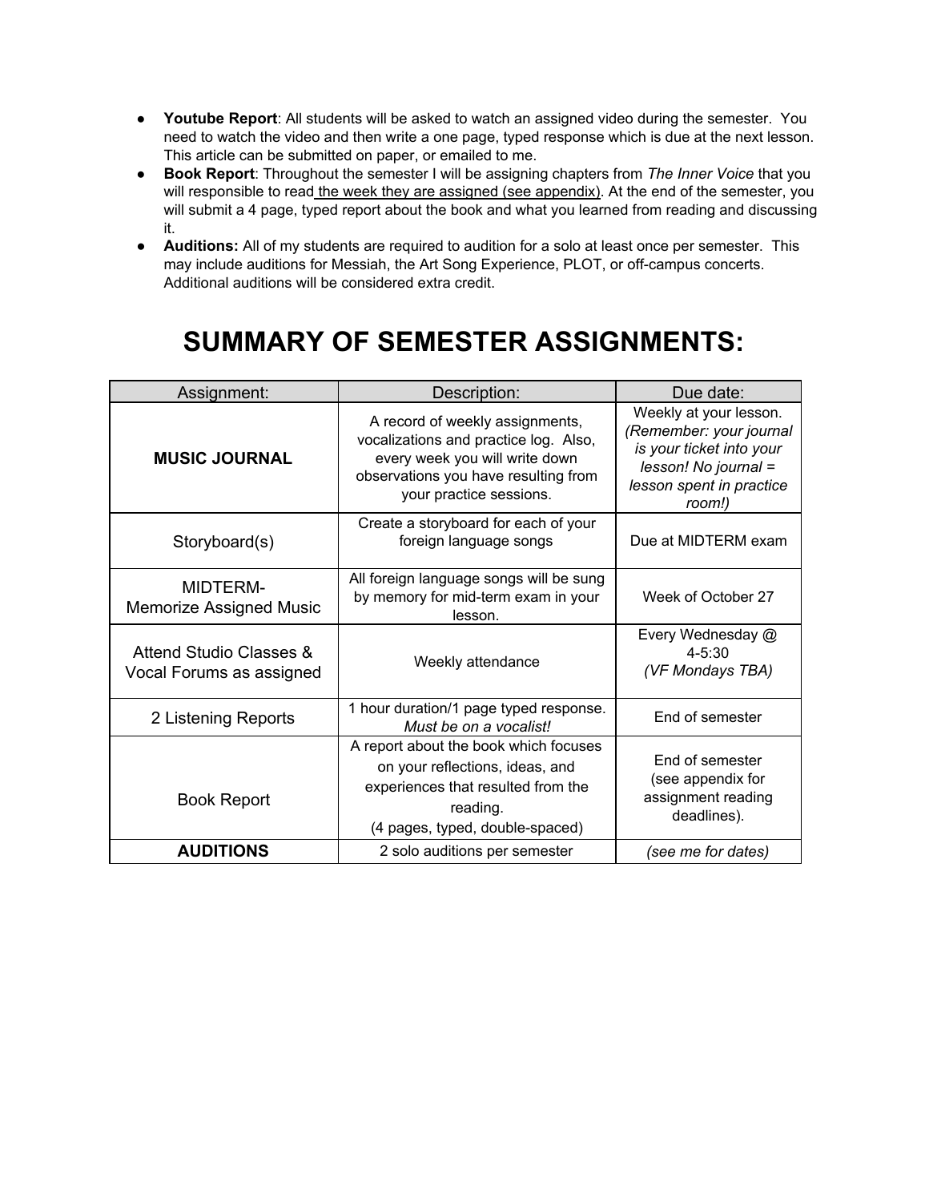- **Youtube Report**: All students will be asked to watch an assigned video during the semester. You need to watch the video and then write a one page, typed response which is due at the next lesson. This article can be submitted on paper, or emailed to me.
- **Book Report**: Throughout the semester I will be assigning chapters from *The Inner Voice* that you will responsible to read the week they are assigned (see appendix). At the end of the semester, you will submit a 4 page, typed report about the book and what you learned from reading and discussing it.
- **Auditions:** All of my students are required to audition for a solo at least once per semester. This may include auditions for Messiah, the Art Song Experience, PLOT, or off-campus concerts. Additional auditions will be considered extra credit.

# SUMMARY OF SEMESTER ASSIGNMENTS:

| Assignment: | Description: | Due date: |
|---|---|---|
| **MUSIC JOURNAL** | A record of weekly assignments, vocalizations and practice log. Also, every week you will write down observations you have resulting from your practice sessions. | Weekly at your lesson. *(Remember: your journal is your ticket into your lesson! No journal = lesson spent in practice room!)* |
| Storyboard(s) | Create a storyboard for each of your foreign language songs | Due at MIDTERM exam |
| MIDTERM- Memorize Assigned Music | All foreign language songs will be sung by memory for mid-term exam in your lesson. | Week of October 27 |
| Attend Studio Classes & Vocal Forums as assigned | Weekly attendance | Every Wednesday @ 4-5:30 *(VF Mondays TBA)* |
| 2 Listening Reports | 1 hour duration/1 page typed response. *Must be on a vocalist!* | End of semester |
| Book Report | A report about the book which focuses on your reflections, ideas, and experiences that resulted from the reading. (4 pages, typed, double-spaced) | End of semester (see appendix for assignment reading deadlines). |
| **AUDITIONS** | 2 solo auditions per semester | *(see me for dates)* |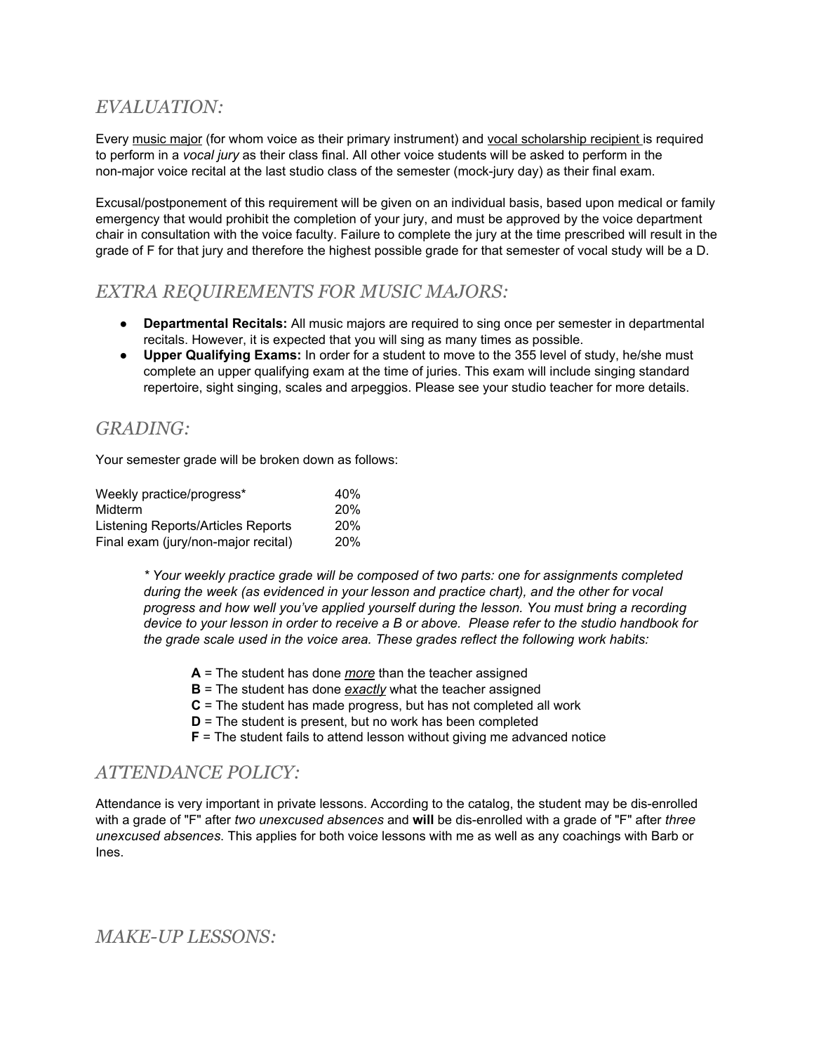## *EVALUATION:*

Every music major (for whom voice as their primary instrument) and vocal scholarship recipient is required to perform in a *vocal jury* as their class final. All other voice students will be asked to perform in the non-major voice recital at the last studio class of the semester (mock-jury day) as their final exam.

Excusal/postponement of this requirement will be given on an individual basis, based upon medical or family emergency that would prohibit the completion of your jury, and must be approved by the voice department chair in consultation with the voice faculty. Failure to complete the jury at the time prescribed will result in the grade of F for that jury and therefore the highest possible grade for that semester of vocal study will be a D.

## *EXTRA REQUIREMENTS FOR MUSIC MAJORS:*

- **Departmental Recitals:** All music majors are required to sing once per semester in departmental recitals. However, it is expected that you will sing as many times as possible.
- **Upper Qualifying Exams:** In order for a student to move to the 355 level of study, he/she must complete an upper qualifying exam at the time of juries. This exam will include singing standard repertoire, sight singing, scales and arpeggios. Please see your studio teacher for more details.

## *GRADING:*

Your semester grade will be broken down as follows:

| Component | Weight |
|---|---|
| Weekly practice/progress* | 40% |
| Midterm | 20% |
| Listening Reports/Articles Reports | 20% |
| Final exam (jury/non-major recital) | 20% |

*\* Your weekly practice grade will be composed of two parts: one for assignments completed during the week (as evidenced in your lesson and practice chart), and the other for vocal progress and how well you've applied yourself during the lesson. You must bring a recording device to your lesson in order to receive a B or above. Please refer to the studio handbook for the grade scale used in the voice area. These grades reflect the following work habits:*

- **A** = The student has done *more* than the teacher assigned
- **B** = The student has done *exactly* what the teacher assigned
- **C** = The student has made progress, but has not completed all work
- **D** = The student is present, but no work has been completed
- **F** = The student fails to attend lesson without giving me advanced notice

## *ATTENDANCE POLICY:*

Attendance is very important in private lessons. According to the catalog, the student may be dis-enrolled with a grade of "F" after *two unexcused absences* and **will** be dis-enrolled with a grade of "F" after *three unexcused absences*. This applies for both voice lessons with me as well as any coachings with Barb or Ines.

## *MAKE-UP LESSONS:*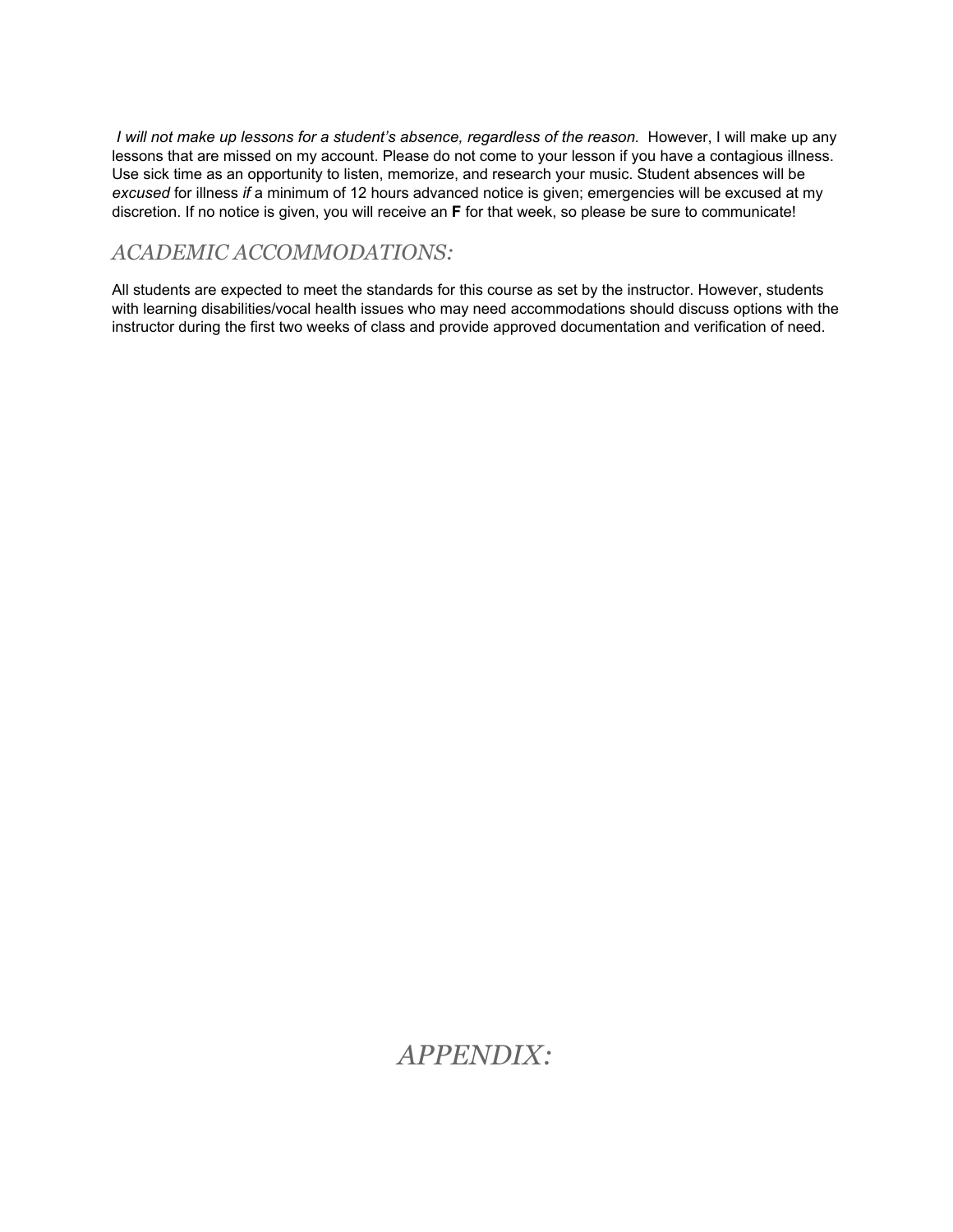*I will not make up lessons for a student's absence, regardless of the reason.* However, I will make up any lessons that are missed on my account. Please do not come to your lesson if you have a contagious illness. Use sick time as an opportunity to listen, memorize, and research your music. Student absences will be *excused* for illness *if* a minimum of 12 hours advanced notice is given; emergencies will be excused at my discretion. If no notice is given, you will receive an **F** for that week, so please be sure to communicate!

## *ACADEMIC ACCOMMODATIONS:*

All students are expected to meet the standards for this course as set by the instructor. However, students with learning disabilities/vocal health issues who may need accommodations should discuss options with the instructor during the first two weeks of class and provide approved documentation and verification of need.

# *APPENDIX:*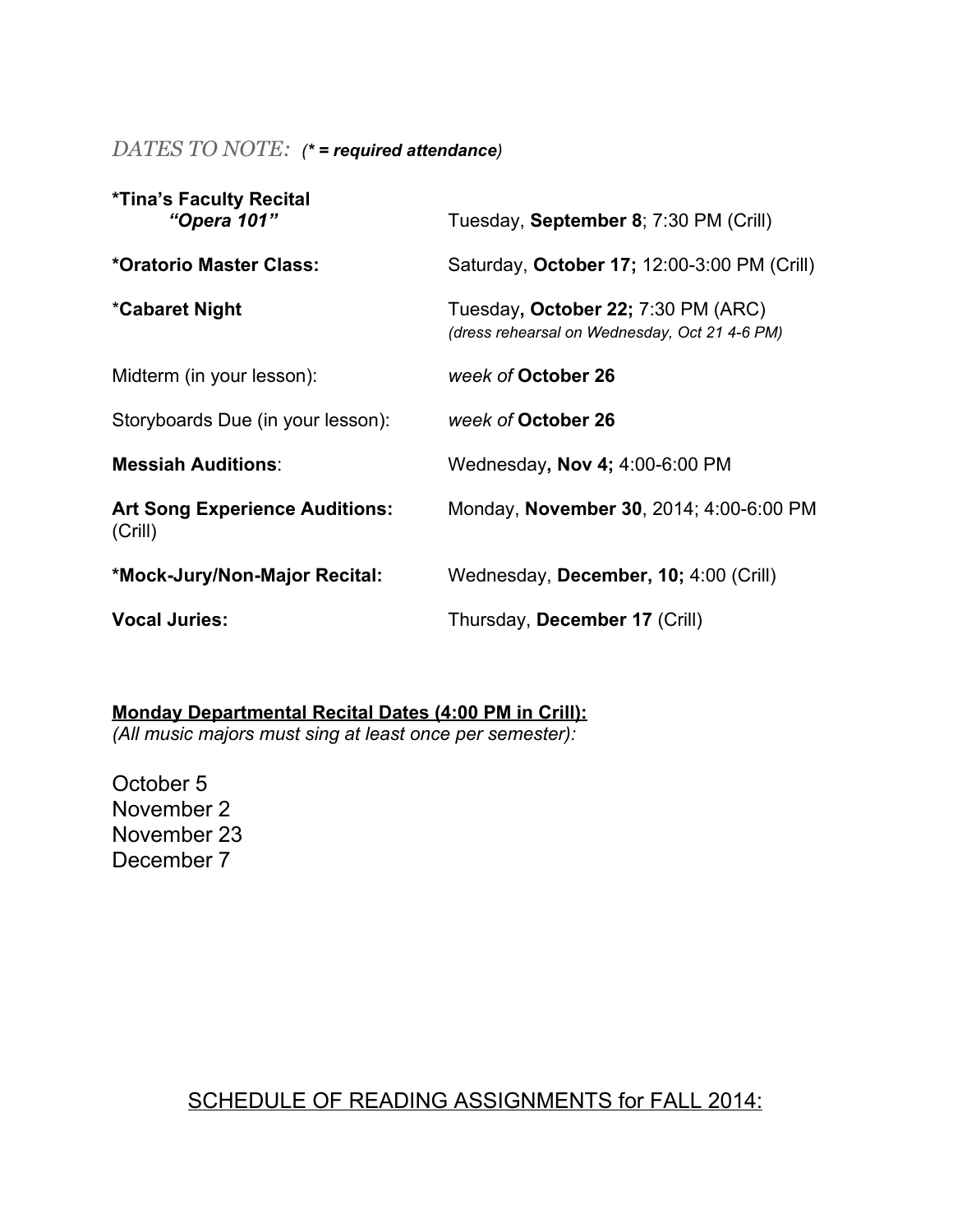*DATES TO NOTE: (**\* = required attendance**)*

| | |
|---|---|
| **\*Tina's Faculty Recital** ***"Opera 101"*** | Tuesday, **September 8**; 7:30 PM (Crill) |
| **\*Oratorio Master Class:** | Saturday, **October 17;** 12:00-3:00 PM (Crill) |
| \***Cabaret Night** | Tuesday**, October 22;** 7:30 PM (ARC) *(dress rehearsal on Wednesday, Oct 21 4-6 PM)* |
| Midterm (in your lesson): | *week of* **October 26** |
| Storyboards Due (in your lesson): | *week of* **October 26** |
| **Messiah Auditions**: | Wednesday**, Nov 4;** 4:00-6:00 PM |
| **Art Song Experience Auditions:** (Crill) | Monday, **November 30**, 2014; 4:00-6:00 PM |
| **\*Mock-Jury/Non-Major Recital:** | Wednesday, **December, 10;** 4:00 (Crill) |
| **Vocal Juries:** | Thursday, **December 17** (Crill) |

**Monday Departmental Recital Dates (4:00 PM in Crill):**
*(All music majors must sing at least once per semester):*

October 5
November 2
November 23
December 7

## SCHEDULE OF READING ASSIGNMENTS for FALL 2014: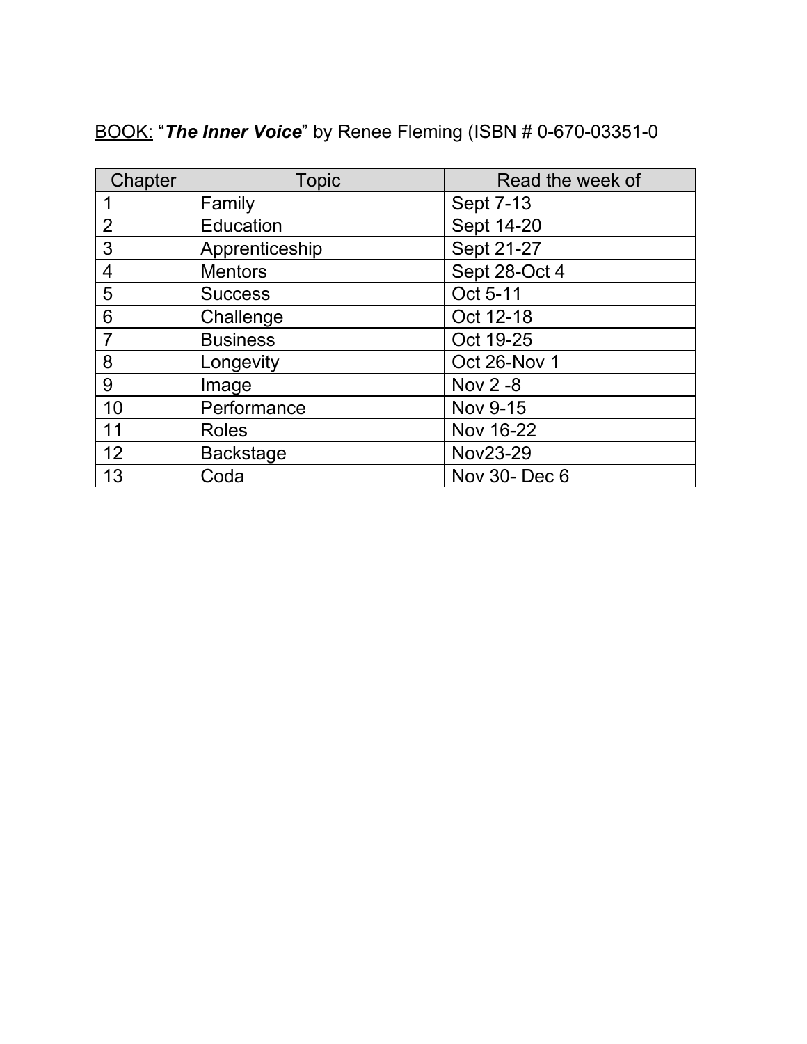BOOK: "***The Inner Voice***" by Renee Fleming (ISBN # 0-670-03351-0

| Chapter | Topic | Read the week of |
|---|---|---|
| 1 | Family | Sept 7-13 |
| 2 | Education | Sept 14-20 |
| 3 | Apprenticeship | Sept 21-27 |
| 4 | Mentors | Sept 28-Oct 4 |
| 5 | Success | Oct 5-11 |
| 6 | Challenge | Oct 12-18 |
| 7 | Business | Oct 19-25 |
| 8 | Longevity | Oct 26-Nov 1 |
| 9 | Image | Nov 2 -8 |
| 10 | Performance | Nov 9-15 |
| 11 | Roles | Nov 16-22 |
| 12 | Backstage | Nov23-29 |
| 13 | Coda | Nov 30- Dec 6 |